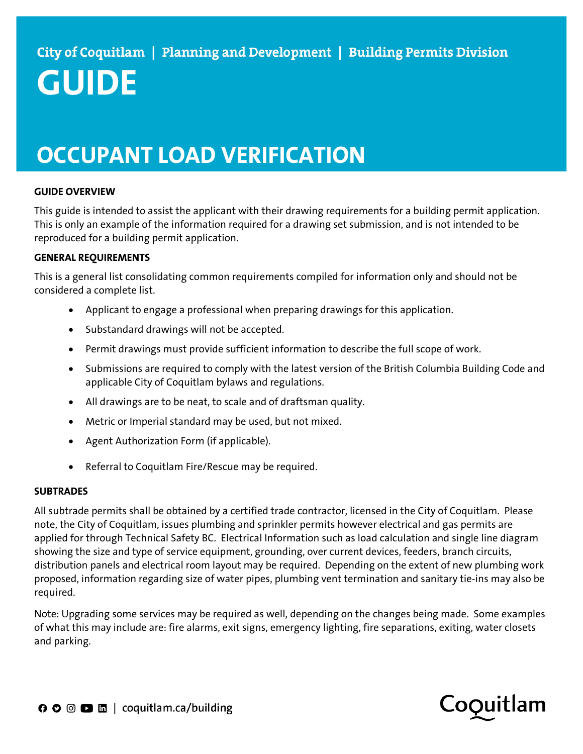City of Coquitlam | Planning and Development | Building Permits Division

# GUIDE

# OCCUPANT LOAD VERIFICATION

**GUIDE OVERVIEW**

This guide is intended to assist the applicant with their drawing requirements for a building permit application. This is only an example of the information required for a drawing set submission, and is not intended to be reproduced for a building permit application.

**GENERAL REQUIREMENTS**

This is a general list consolidating common requirements compiled for information only and should not be considered a complete list.

- Applicant to engage a professional when preparing drawings for this application.
- Substandard drawings will not be accepted.
- Permit drawings must provide sufficient information to describe the full scope of work.
- Submissions are required to comply with the latest version of the British Columbia Building Code and applicable City of Coquitlam bylaws and regulations.
- All drawings are to be neat, to scale and of draftsman quality.
- Metric or Imperial standard may be used, but not mixed.
- Agent Authorization Form (if applicable).
- Referral to Coquitlam Fire/Rescue may be required.

**SUBTRADES**

All subtrade permits shall be obtained by a certified trade contractor, licensed in the City of Coquitlam. Please note, the City of Coquitlam, issues plumbing and sprinkler permits however electrical and gas permits are applied for through Technical Safety BC. Electrical Information such as load calculation and single line diagram showing the size and type of service equipment, grounding, over current devices, feeders, branch circuits, distribution panels and electrical room layout may be required. Depending on the extent of new plumbing work proposed, information regarding size of water pipes, plumbing vent termination and sanitary tie-ins may also be required.

Note: Upgrading some services may be required as well, depending on the changes being made. Some examples of what this may include are: fire alarms, exit signs, emergency lighting, fire separations, exiting, water closets and parking.

coquitlam.ca/building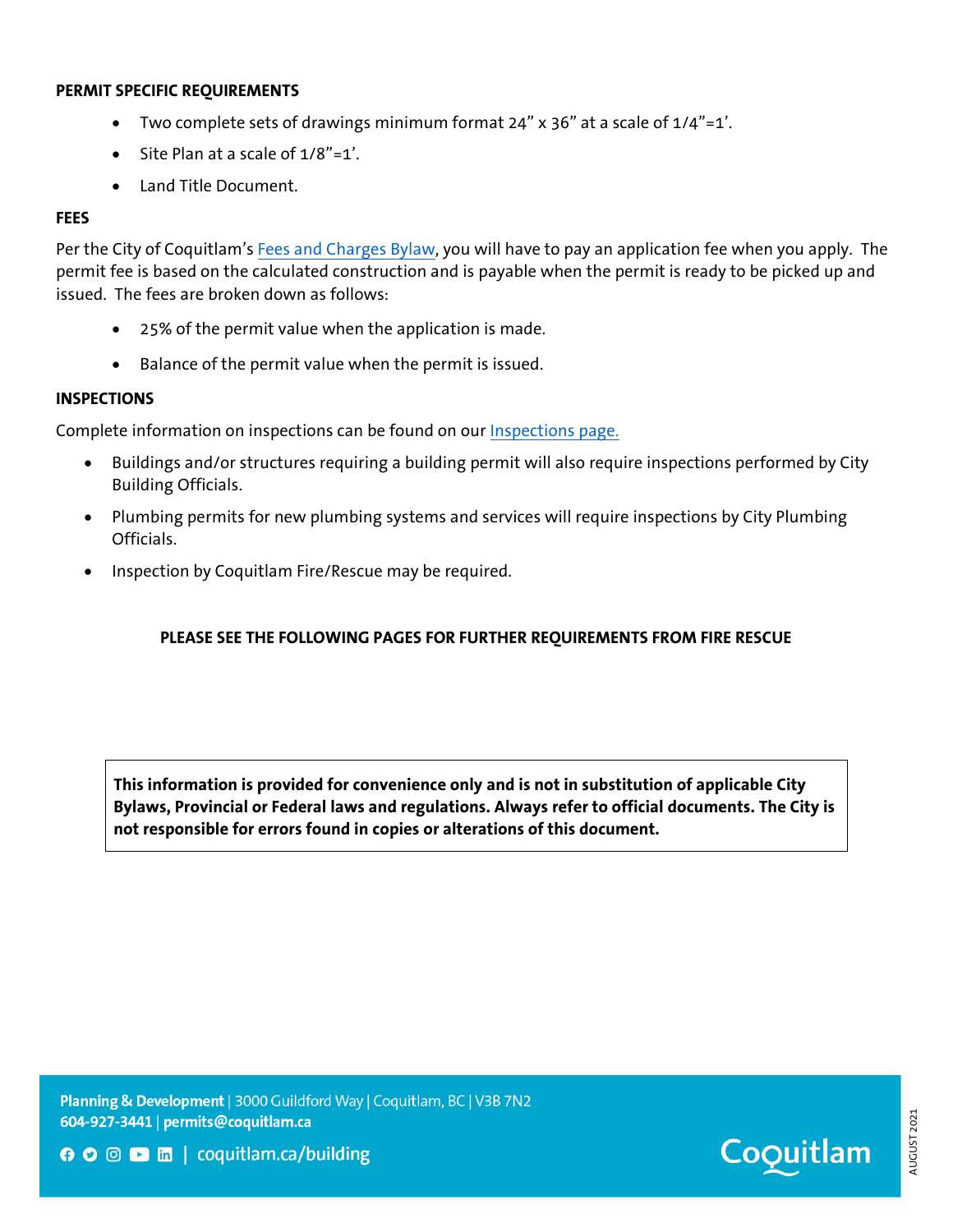**PERMIT SPECIFIC REQUIREMENTS**

- Two complete sets of drawings minimum format 24” x 36” at a scale of 1/4”=1’.
- Site Plan at a scale of 1/8”=1’.
- Land Title Document.

**FEES**

Per the City of Coquitlam’s Fees and Charges Bylaw, you will have to pay an application fee when you apply. The permit fee is based on the calculated construction and is payable when the permit is ready to be picked up and issued. The fees are broken down as follows:

- 25% of the permit value when the application is made.
- Balance of the permit value when the permit is issued.

**INSPECTIONS**

Complete information on inspections can be found on our Inspections page.

- Buildings and/or structures requiring a building permit will also require inspections performed by City Building Officials.
- Plumbing permits for new plumbing systems and services will require inspections by City Plumbing Officials.
- Inspection by Coquitlam Fire/Rescue may be required.

**PLEASE SEE THE FOLLOWING PAGES FOR FURTHER REQUIREMENTS FROM FIRE RESCUE**

**This information is provided for convenience only and is not in substitution of applicable City Bylaws, Provincial or Federal laws and regulations. Always refer to official documents. The City is not responsible for errors found in copies or alterations of this document.**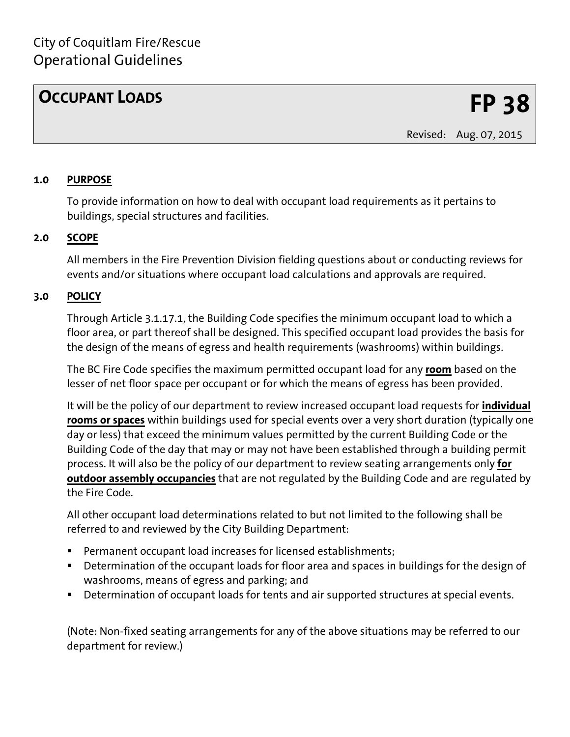City of Coquitlam Fire/Rescue
Operational Guidelines

# OCCUPANT LOADS **FP 38**

Revised: Aug. 07, 2015

## 1.0 PURPOSE

To provide information on how to deal with occupant load requirements as it pertains to buildings, special structures and facilities.

## 2.0 SCOPE

All members in the Fire Prevention Division fielding questions about or conducting reviews for events and/or situations where occupant load calculations and approvals are required.

## 3.0 POLICY

Through Article 3.1.17.1, the Building Code specifies the minimum occupant load to which a floor area, or part thereof shall be designed. This specified occupant load provides the basis for the design of the means of egress and health requirements (washrooms) within buildings.

The BC Fire Code specifies the maximum permitted occupant load for any **room** based on the lesser of net floor space per occupant or for which the means of egress has been provided.

It will be the policy of our department to review increased occupant load requests for **individual rooms or spaces** within buildings used for special events over a very short duration (typically one day or less) that exceed the minimum values permitted by the current Building Code or the Building Code of the day that may or may not have been established through a building permit process. It will also be the policy of our department to review seating arrangements only **for outdoor assembly occupancies** that are not regulated by the Building Code and are regulated by the Fire Code.

All other occupant load determinations related to but not limited to the following shall be referred to and reviewed by the City Building Department:

- Permanent occupant load increases for licensed establishments;
- Determination of the occupant loads for floor area and spaces in buildings for the design of washrooms, means of egress and parking; and
- Determination of occupant loads for tents and air supported structures at special events.

(Note: Non-fixed seating arrangements for any of the above situations may be referred to our department for review.)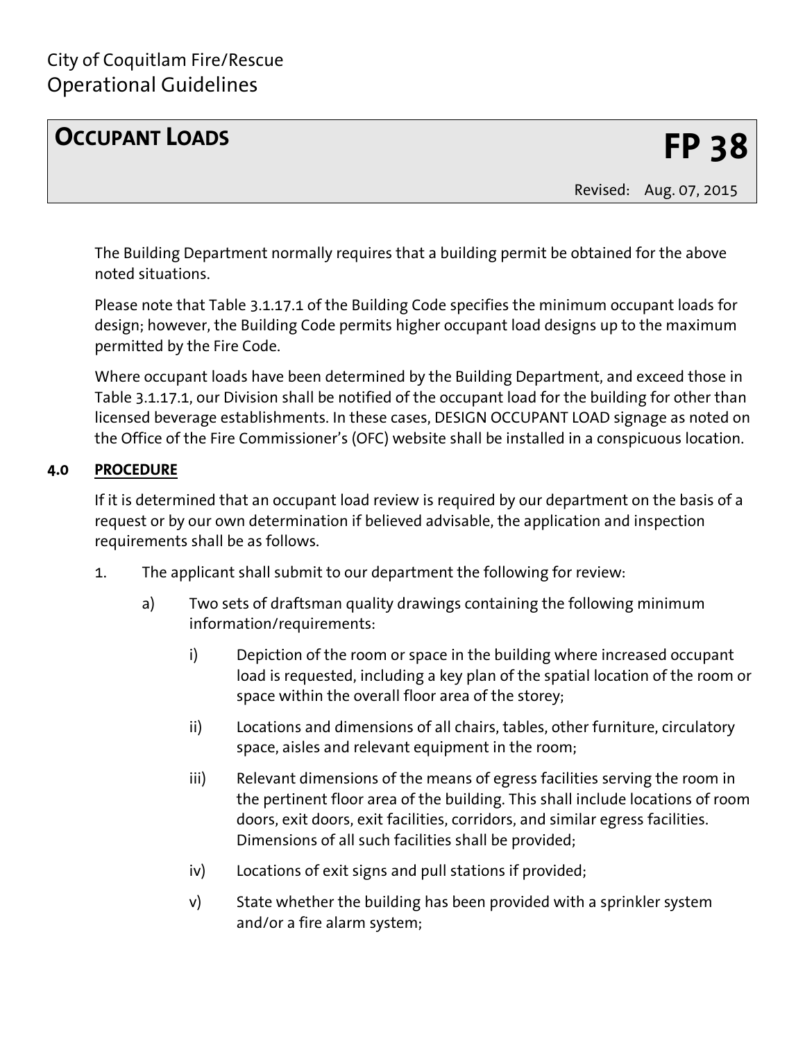The Building Department normally requires that a building permit be obtained for the above noted situations.

Please note that Table 3.1.17.1 of the Building Code specifies the minimum occupant loads for design; however, the Building Code permits higher occupant load designs up to the maximum permitted by the Fire Code.

Where occupant loads have been determined by the Building Department, and exceed those in Table 3.1.17.1, our Division shall be notified of the occupant load for the building for other than licensed beverage establishments. In these cases, DESIGN OCCUPANT LOAD signage as noted on the Office of the Fire Commissioner's (OFC) website shall be installed in a conspicuous location.

## 4.0 PROCEDURE

If it is determined that an occupant load review is required by our department on the basis of a request or by our own determination if believed advisable, the application and inspection requirements shall be as follows.

1. The applicant shall submit to our department the following for review:

   a) Two sets of draftsman quality drawings containing the following minimum information/requirements:

      i) Depiction of the room or space in the building where increased occupant load is requested, including a key plan of the spatial location of the room or space within the overall floor area of the storey;

      ii) Locations and dimensions of all chairs, tables, other furniture, circulatory space, aisles and relevant equipment in the room;

      iii) Relevant dimensions of the means of egress facilities serving the room in the pertinent floor area of the building. This shall include locations of room doors, exit doors, exit facilities, corridors, and similar egress facilities. Dimensions of all such facilities shall be provided;

      iv) Locations of exit signs and pull stations if provided;

      v) State whether the building has been provided with a sprinkler system and/or a fire alarm system;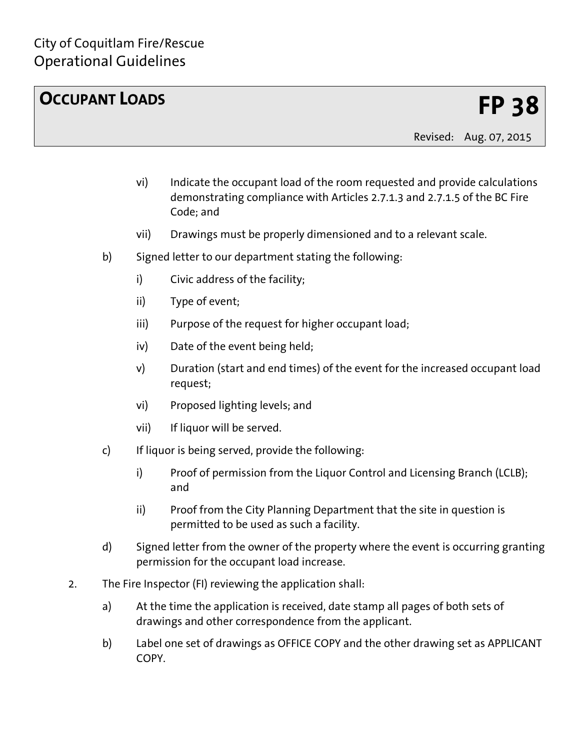vi) Indicate the occupant load of the room requested and provide calculations demonstrating compliance with Articles 2.7.1.3 and 2.7.1.5 of the BC Fire Code; and

vii) Drawings must be properly dimensioned and to a relevant scale.

b) Signed letter to our department stating the following:

   i) Civic address of the facility;

   ii) Type of event;

   iii) Purpose of the request for higher occupant load;

   iv) Date of the event being held;

   v) Duration (start and end times) of the event for the increased occupant load request;

   vi) Proposed lighting levels; and

   vii) If liquor will be served.

c) If liquor is being served, provide the following:

   i) Proof of permission from the Liquor Control and Licensing Branch (LCLB); and

   ii) Proof from the City Planning Department that the site in question is permitted to be used as such a facility.

d) Signed letter from the owner of the property where the event is occurring granting permission for the occupant load increase.

2. The Fire Inspector (FI) reviewing the application shall:

   a) At the time the application is received, date stamp all pages of both sets of drawings and other correspondence from the applicant.

   b) Label one set of drawings as OFFICE COPY and the other drawing set as APPLICANT COPY.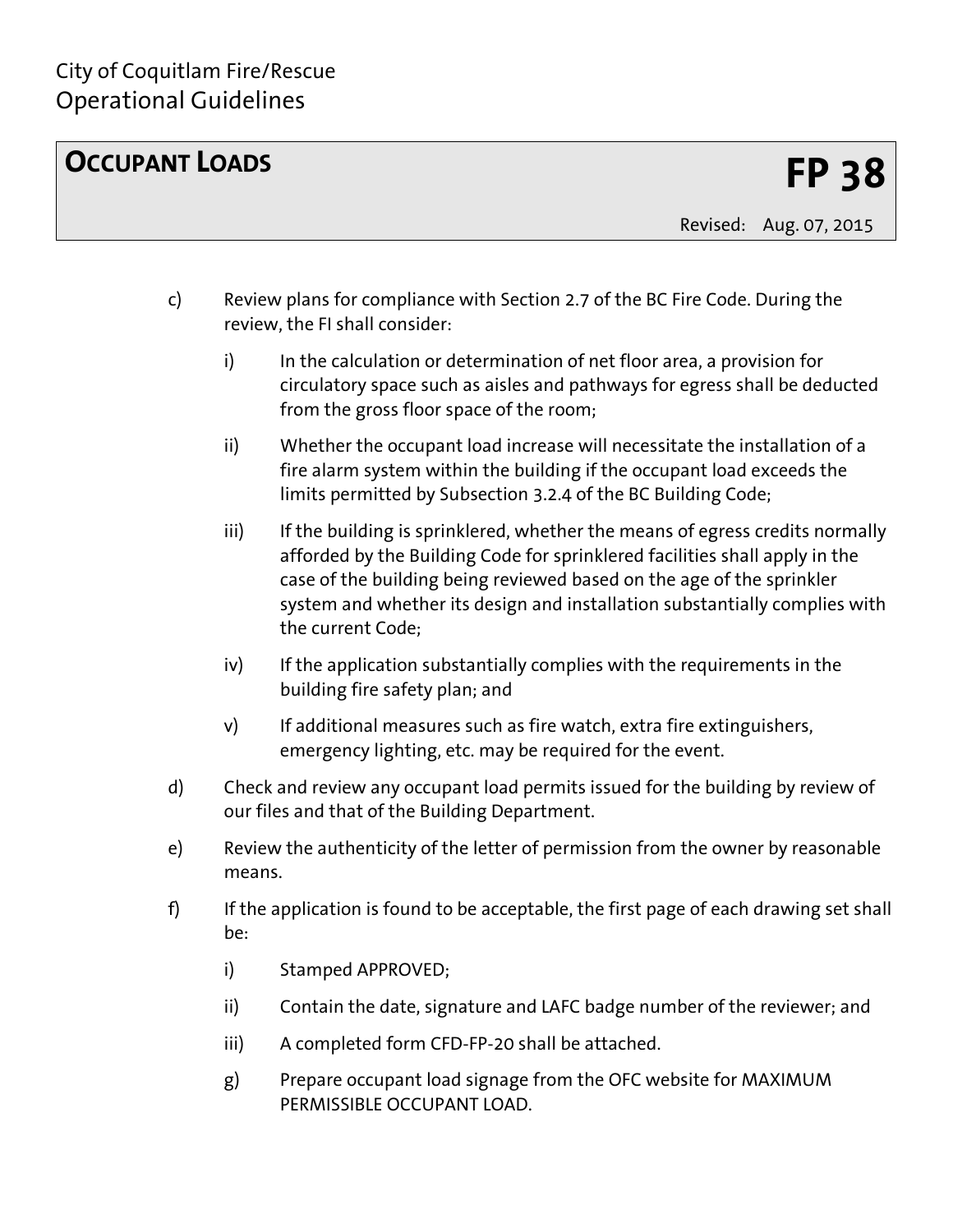c) Review plans for compliance with Section 2.7 of the BC Fire Code. During the review, the FI shall consider:

   i) In the calculation or determination of net floor area, a provision for circulatory space such as aisles and pathways for egress shall be deducted from the gross floor space of the room;

   ii) Whether the occupant load increase will necessitate the installation of a fire alarm system within the building if the occupant load exceeds the limits permitted by Subsection 3.2.4 of the BC Building Code;

   iii) If the building is sprinklered, whether the means of egress credits normally afforded by the Building Code for sprinklered facilities shall apply in the case of the building being reviewed based on the age of the sprinkler system and whether its design and installation substantially complies with the current Code;

   iv) If the application substantially complies with the requirements in the building fire safety plan; and

   v) If additional measures such as fire watch, extra fire extinguishers, emergency lighting, etc. may be required for the event.

d) Check and review any occupant load permits issued for the building by review of our files and that of the Building Department.

e) Review the authenticity of the letter of permission from the owner by reasonable means.

f) If the application is found to be acceptable, the first page of each drawing set shall be:

   i) Stamped APPROVED;

   ii) Contain the date, signature and LAFC badge number of the reviewer; and

   iii) A completed form CFD-FP-20 shall be attached.

   g) Prepare occupant load signage from the OFC website for MAXIMUM PERMISSIBLE OCCUPANT LOAD.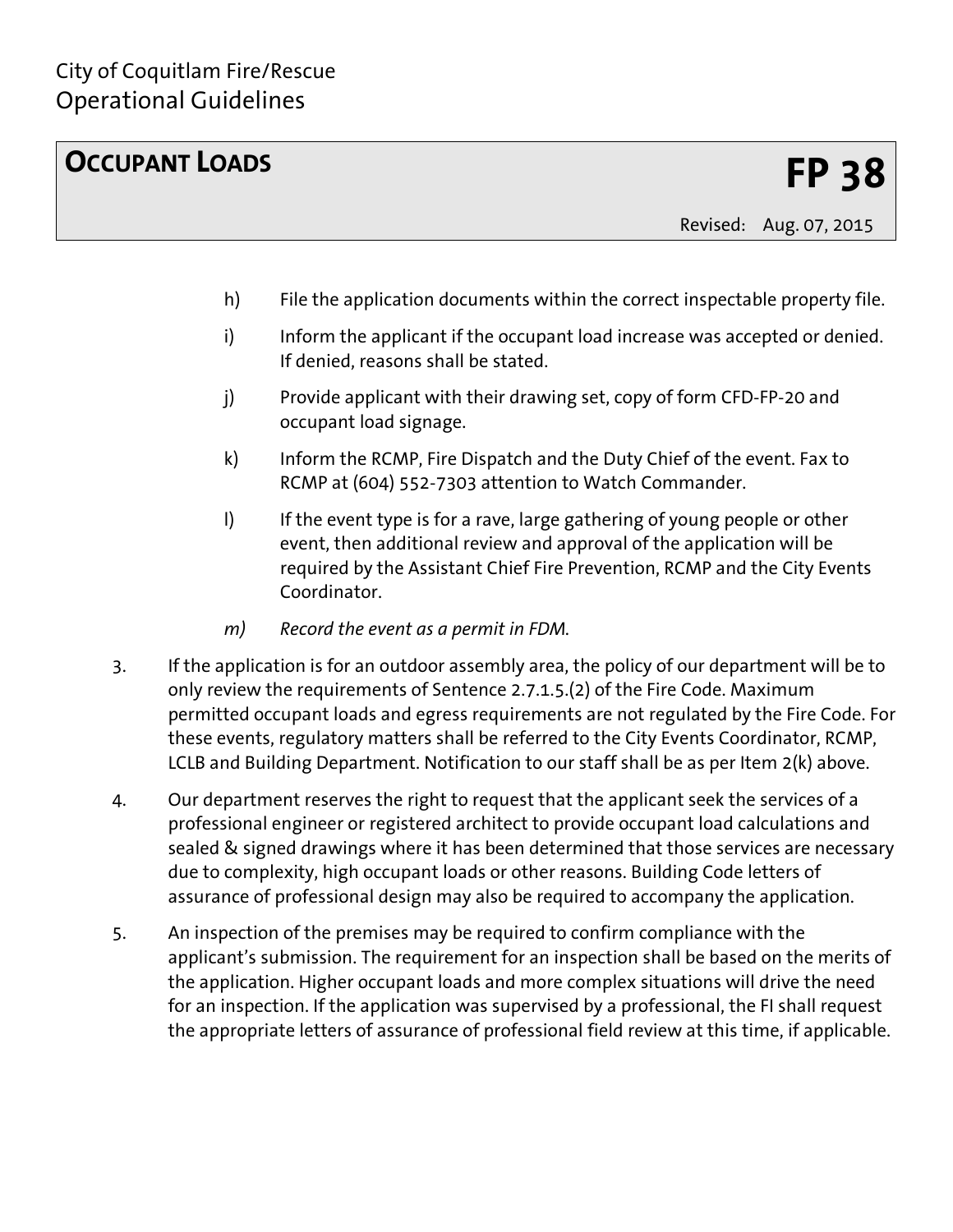h) File the application documents within the correct inspectable property file.

i) Inform the applicant if the occupant load increase was accepted or denied. If denied, reasons shall be stated.

j) Provide applicant with their drawing set, copy of form CFD-FP-20 and occupant load signage.

k) Inform the RCMP, Fire Dispatch and the Duty Chief of the event. Fax to RCMP at (604) 552-7303 attention to Watch Commander.

l) If the event type is for a rave, large gathering of young people or other event, then additional review and approval of the application will be required by the Assistant Chief Fire Prevention, RCMP and the City Events Coordinator.

*m) Record the event as a permit in FDM.*

3. If the application is for an outdoor assembly area, the policy of our department will be to only review the requirements of Sentence 2.7.1.5.(2) of the Fire Code. Maximum permitted occupant loads and egress requirements are not regulated by the Fire Code. For these events, regulatory matters shall be referred to the City Events Coordinator, RCMP, LCLB and Building Department. Notification to our staff shall be as per Item 2(k) above.

4. Our department reserves the right to request that the applicant seek the services of a professional engineer or registered architect to provide occupant load calculations and sealed & signed drawings where it has been determined that those services are necessary due to complexity, high occupant loads or other reasons. Building Code letters of assurance of professional design may also be required to accompany the application.

5. An inspection of the premises may be required to confirm compliance with the applicant's submission. The requirement for an inspection shall be based on the merits of the application. Higher occupant loads and more complex situations will drive the need for an inspection. If the application was supervised by a professional, the FI shall request the appropriate letters of assurance of professional field review at this time, if applicable.